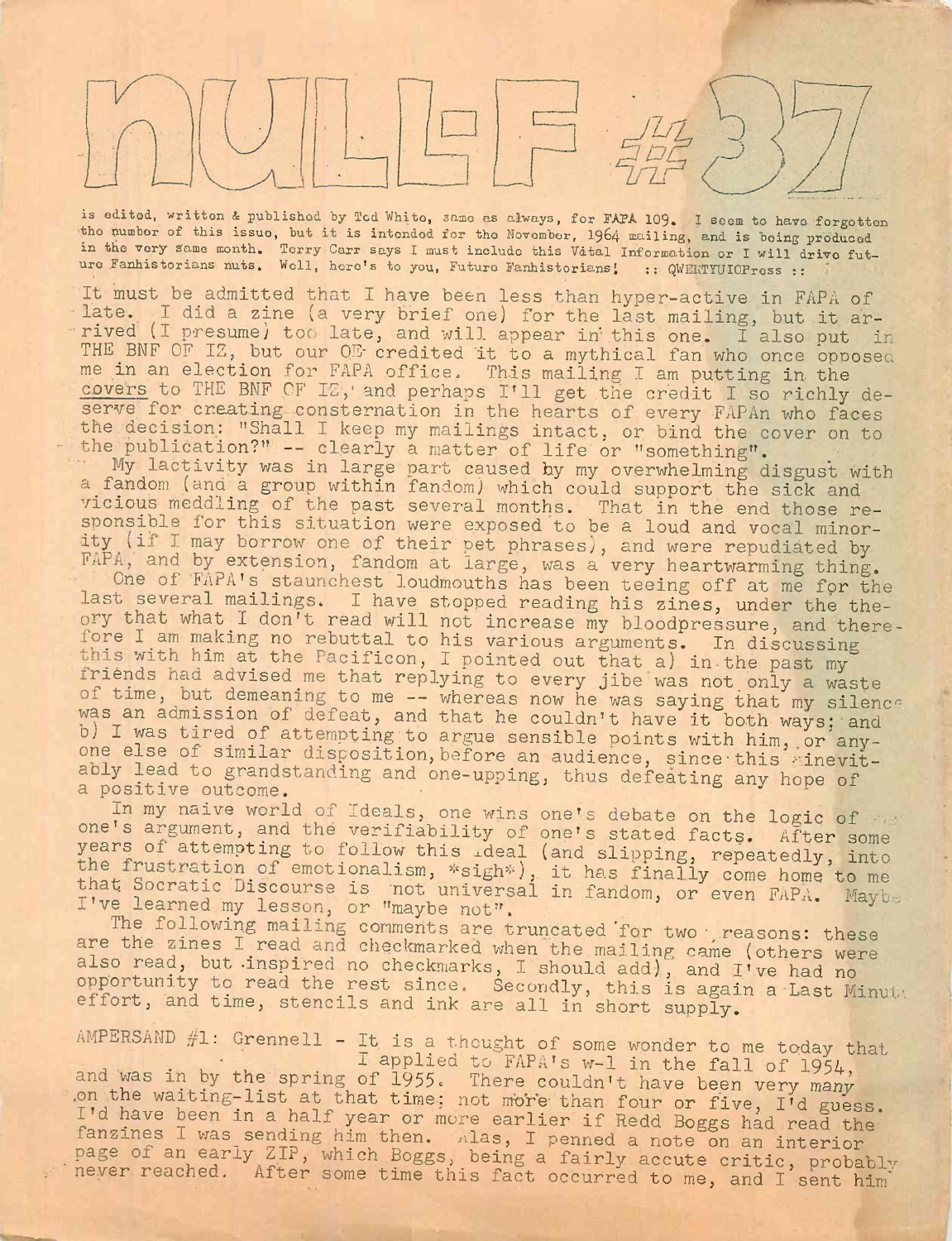# nULL-F #37

is edited, written & published by Ted White, same as always, for FAPA 109. I seem to have forgotten the number of this issue, but it is intended for the November, 1964 mailing, and is being produced in the very same month. Terry Carr says I must include this Vital Information or I will drive future Fanhistorians nuts. Well, here's to you, Future Fanhistorians! :: QWERTYUIOPress ::

It must be admitted that I have been less than hyper-active in FAPA of late. I did a zine (a very brief one) for the last mailing, but it arrived (I presume) too late, and will appear in this one. I also put in THE BNF OF IZ, but our OE credited it to a mythical fan who once opposed me in an election for FAPA office. This mailing I am putting in the covers to THE BNF OF IZ, and perhaps I'll get the credit I so richly deserve for creating consternation in the hearts of every FAPAn who faces the decision: "Shall I keep my mailings intact, or bind the cover on to the publication?" -- clearly a matter of life or "something".

My lactivity was in large part caused by my overwhelming disgust with a fandom (and a group within fandom) which could support the sick and vicious meddling of the past several months. That in the end those responsible for this situation were exposed to be a loud and vocal minority (if I may borrow one of their pet phrases), and were repudiated by FAPA, and by extension, fandom at large, was a very heartwarming thing.

One of FAPA's staunchest loudmouths has been teeing off at me for the last several mailings. I have stopped reading his zines, under the theory that what I don't read will not increase my bloodpressure, and therefore I am making no rebuttal to his various arguments. In discussing this with him at the Pacificon, I pointed out that a) in the past my friends had advised me that replying to every jibe was not only a waste of time, but demeaning to me -- whereas now he was saying that my silence was an admission of defeat, and that he couldn't have it both ways; and b) I was tired of attempting to argue sensible points with him, or anyone else of similar disposition, before an audience, since this inevitably lead to grandstanding and one-upping, thus defeating any hope of a positive outcome.

In my naive world of Ideals, one wins one's debate on the logic of one's argument, and the verifiability of one's stated facts. After some years of attempting to follow this ideal (and slipping, repeatedly, into the frustration of emotionalism, *sigh*), it has finally come home to me that Socratic Discourse is not universal in fandom, or even FAPA. Maybe I've learned my lesson, or "maybe not".

The following mailing comments are truncated for two reasons: these are the zines I read and checkmarked when the mailing came (others were also read, but inspired no checkmarks, I should add), and I've had no opportunity to read the rest since. Secondly, this is again a Last Minute effort, and time, stencils and ink are all in short supply.

AMPERSAND #1: Grennell - It is a thought of some wonder to me today that I applied to FAPA's w-l in the fall of 1954, and was in by the spring of 1955. There couldn't have been very many on the waiting-list at that time; not more than four or five, I'd guess. I'd have been in a half year or more earlier if Redd Boggs had read the fanzines I was sending him then. Alas, I penned a note on an interior page of an early ZIP, which Boggs, being a fairly accute critic, probably never reached. After some time this fact occurred to me, and I sent him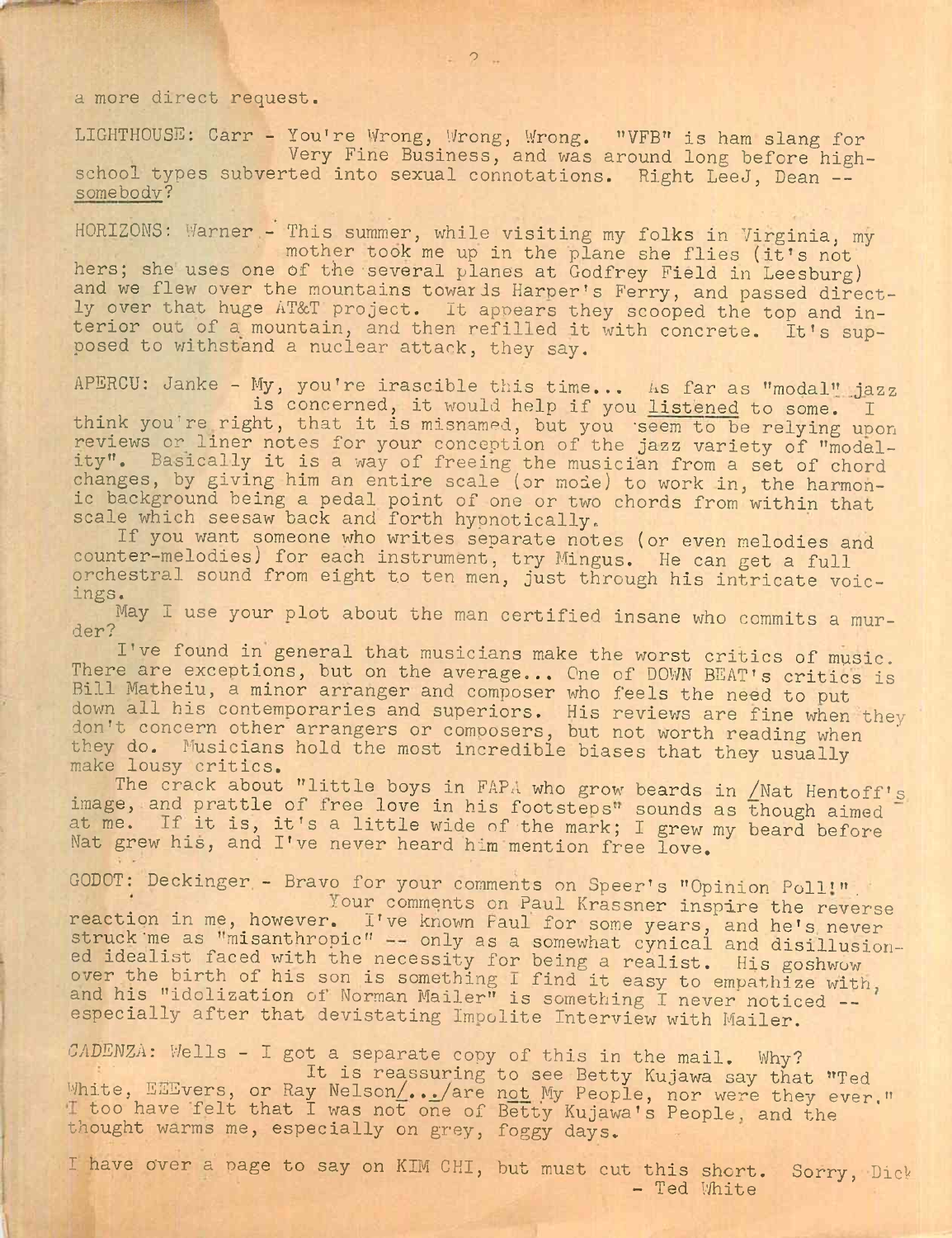a more direct request.

LIGHTHOUSE: Carr - You're Wrong, Wrong, Wrong. "VFB" is ham slang for Very Fine Business, and was around long before high-school types subverted into sexual connotations. Right LeeJ, Dean -- somebody?

HORIZONS: Warner - This summer, while visiting my folks in Virginia, my mother took me up in the plane she flies (it's not hers; she uses one of the several planes at Godfrey Field in Leesburg) and we flew over the mountains towards Harper's Ferry, and passed directly over that huge AT&T project. It appears they scooped the top and interior out of a mountain, and then refilled it with concrete. It's supposed to withstand a nuclear attack, they say.

APERCU: Janke - My, you're irascible this time... As far as "modal" jazz is concerned, it would help if you listened to some. I think you're right, that it is misnamed, but you seem to be relying upon reviews or liner notes for your conception of the jazz variety of "modality". Basically it is a way of freeing the musician from a set of chord changes, by giving him an entire scale (or mode) to work in, the harmonic background being a pedal point of one or two chords from within that scale which seesaw back and forth hypnotically.

If you want someone who writes separate notes (or even melodies and counter-melodies) for each instrument, try Mingus. He can get a full orchestral sound from eight to ten men, just through his intricate voicings.

May I use your plot about the man certified insane who commits a murder?

I've found in general that musicians make the worst critics of music. There are exceptions, but on the average... One of DOWN BEAT's critics is Bill Matheiu, a minor arranger and composer who feels the need to put down all his contemporaries and superiors. His reviews are fine when they don't concern other arrangers or composers, but not worth reading when they do. Musicians hold the most incredible biases that they usually make lousy critics.

The crack about "little boys in FAPA who grow beards in /Nat Hentoff's image, and prattle of free love in his footsteps" sounds as though aimed at me. If it is, it's a little wide of the mark; I grew my beard before Nat grew his, and I've never heard him mention free love.

GODOT: Deckinger - Bravo for your comments on Speer's "Opinion Poll!"

Your comments on Paul Krassner inspire the reverse reaction in me, however. I've known Paul for some years, and he's never struck me as "misanthropic" -- only as a somewhat cynical and disillusioned idealist faced with the necessity for being a realist. His goshwow over the birth of his son is something I find it easy to empathize with, and his "idolization of Norman Mailer" is something I never noticed -- especially after that devistating Impolite Interview with Mailer.

CADENZA: Wells - I got a separate copy of this in the mail. Why?

It is reassuring to see Betty Kujawa say that "Ted White, EEEvers, or Ray Nelson/.../are not My People, nor were they ever." I too have felt that I was not one of Betty Kujawa's People, and the thought warms me, especially on grey, foggy days.

I have over a page to say on KIM CHI, but must cut this short. Sorry, Dick

- Ted White